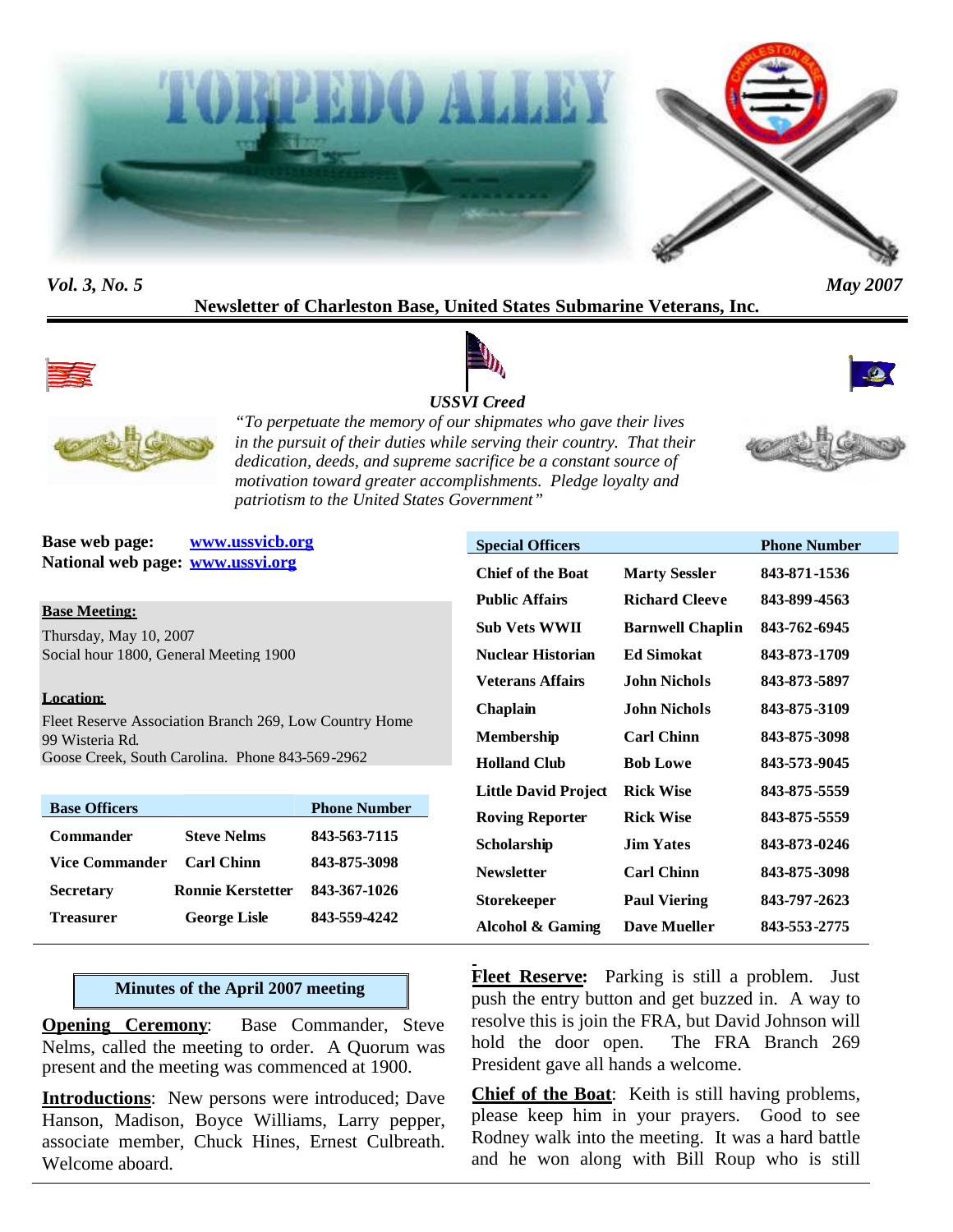# TORPEDO ALLEY

*Vol. 3, No. 5* *May 2007*

**Newsletter of Charleston Base, United States Submarine Veterans, Inc.**

***USSVI Creed***

*"To perpetuate the memory of our shipmates who gave their lives in the pursuit of their duties while serving their country. That their dedication, deeds, and supreme sacrifice be a constant source of motivation toward greater accomplishments. Pledge loyalty and patriotism to the United States Government"*

**Base web page:** www.ussvicb.org
**National web page:** www.ussvi.org

**Base Meeting:**
Thursday, May 10, 2007
Social hour 1800, General Meeting 1900

**Location:**
Fleet Reserve Association Branch 269, Low Country Home
99 Wisteria Rd.
Goose Creek, South Carolina. Phone 843-569-2962

| Base Officers | | Phone Number |
|---|---|---|
| Commander | Steve Nelms | 843-563-7115 |
| Vice Commander | Carl Chinn | 843-875-3098 |
| Secretary | Ronnie Kerstetter | 843-367-1026 |
| Treasurer | George Lisle | 843-559-4242 |

| Special Officers | | Phone Number |
|---|---|---|
| Chief of the Boat | Marty Sessler | 843-871-1536 |
| Public Affairs | Richard Cleeve | 843-899-4563 |
| Sub Vets WWII | Barnwell Chaplin | 843-762-6945 |
| Nuclear Historian | Ed Simokat | 843-873-1709 |
| Veterans Affairs | John Nichols | 843-873-5897 |
| Chaplain | John Nichols | 843-875-3109 |
| Membership | Carl Chinn | 843-875-3098 |
| Holland Club | Bob Lowe | 843-573-9045 |
| Little David Project | Rick Wise | 843-875-5559 |
| Roving Reporter | Rick Wise | 843-875-5559 |
| Scholarship | Jim Yates | 843-873-0246 |
| Newsletter | Carl Chinn | 843-875-3098 |
| Storekeeper | Paul Viering | 843-797-2623 |
| Alcohol & Gaming | Dave Mueller | 843-553-2775 |

## Minutes of the April 2007 meeting

**Opening Ceremony**: Base Commander, Steve Nelms, called the meeting to order. A Quorum was present and the meeting was commenced at 1900.

**Introductions**: New persons were introduced; Dave Hanson, Madison, Boyce Williams, Larry pepper, associate member, Chuck Hines, Ernest Culbreath. Welcome aboard.

**Fleet Reserve:** Parking is still a problem. Just push the entry button and get buzzed in. A way to resolve this is join the FRA, but David Johnson will hold the door open. The FRA Branch 269 President gave all hands a welcome.

**Chief of the Boat**: Keith is still having problems, please keep him in your prayers. Good to see Rodney walk into the meeting. It was a hard battle and he won along with Bill Roup who is still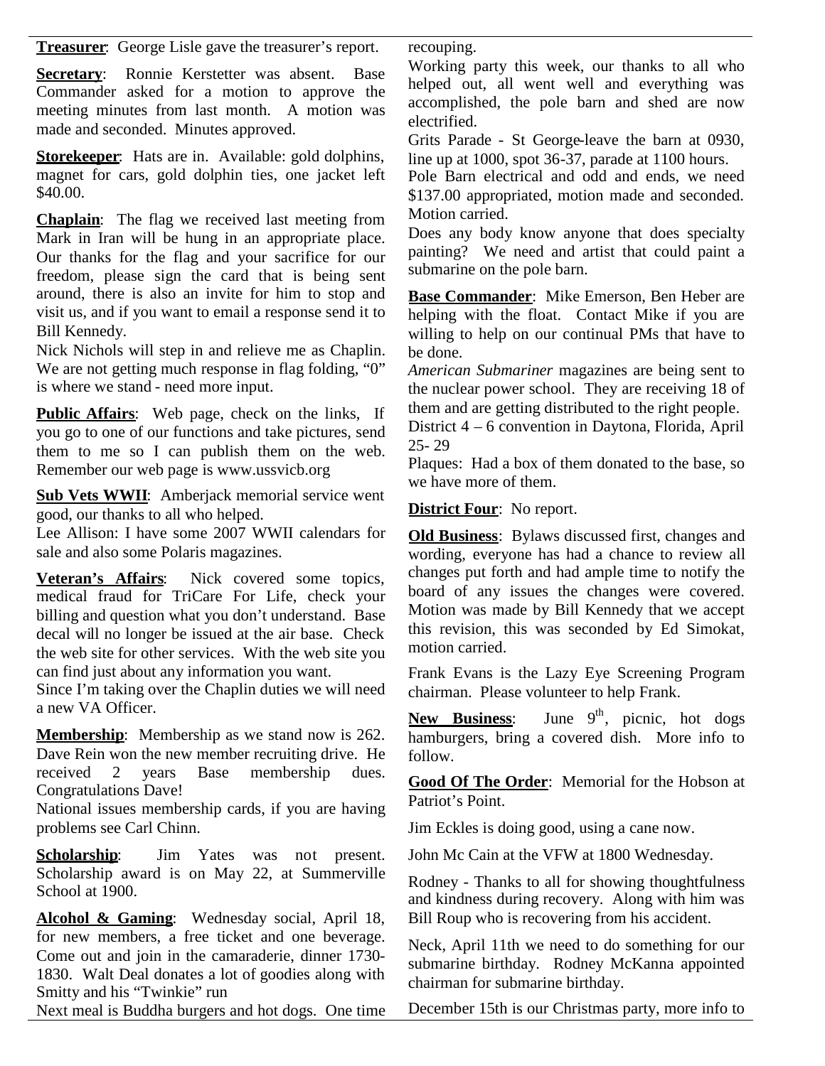**Treasurer**: George Lisle gave the treasurer's report.

**Secretary**: Ronnie Kerstetter was absent. Base Commander asked for a motion to approve the meeting minutes from last month. A motion was made and seconded. Minutes approved.

**Storekeeper**: Hats are in. Available: gold dolphins, magnet for cars, gold dolphin ties, one jacket left $40.00.

**Chaplain**: The flag we received last meeting from Mark in Iran will be hung in an appropriate place. Our thanks for the flag and your sacrifice for our freedom, please sign the card that is being sent around, there is also an invite for him to stop and visit us, and if you want to email a response send it to Bill Kennedy.

Nick Nichols will step in and relieve me as Chaplin. We are not getting much response in flag folding, "0" is where we stand - need more input.

**Public Affairs**: Web page, check on the links, If you go to one of our functions and take pictures, send them to me so I can publish them on the web. Remember our web page is www.ussvicb.org

**Sub Vets WWII**: Amberjack memorial service went good, our thanks to all who helped.

Lee Allison: I have some 2007 WWII calendars for sale and also some Polaris magazines.

**Veteran's Affairs**: Nick covered some topics, medical fraud for TriCare For Life, check your billing and question what you don't understand. Base decal will no longer be issued at the air base. Check the web site for other services. With the web site you can find just about any information you want.

Since I'm taking over the Chaplin duties we will need a new VA Officer.

**Membership**: Membership as we stand now is 262. Dave Rein won the new member recruiting drive. He received 2 years Base membership dues. Congratulations Dave!

National issues membership cards, if you are having problems see Carl Chinn.

**Scholarship**: Jim Yates was not present. Scholarship award is on May 22, at Summerville School at 1900.

**Alcohol & Gaming**: Wednesday social, April 18, for new members, a free ticket and one beverage. Come out and join in the camaraderie, dinner 1730-1830. Walt Deal donates a lot of goodies along with Smitty and his "Twinkie" run

Next meal is Buddha burgers and hot dogs. One time recouping.

Working party this week, our thanks to all who helped out, all went well and everything was accomplished, the pole barn and shed are now electrified.

Grits Parade - St George-leave the barn at 0930, line up at 1000, spot 36-37, parade at 1100 hours.

Pole Barn electrical and odd and ends, we need $137.00 appropriated, motion made and seconded. Motion carried.

Does any body know anyone that does specialty painting? We need and artist that could paint a submarine on the pole barn.

**Base Commander**: Mike Emerson, Ben Heber are helping with the float. Contact Mike if you are willing to help on our continual PMs that have to be done.

*American Submariner* magazines are being sent to the nuclear power school. They are receiving 18 of them and are getting distributed to the right people.

District 4 – 6 convention in Daytona, Florida, April 25- 29

Plaques: Had a box of them donated to the base, so we have more of them.

**District Four**: No report.

**Old Business**: Bylaws discussed first, changes and wording, everyone has had a chance to review all changes put forth and had ample time to notify the board of any issues the changes were covered. Motion was made by Bill Kennedy that we accept this revision, this was seconded by Ed Simokat, motion carried.

Frank Evans is the Lazy Eye Screening Program chairman. Please volunteer to help Frank.

**New Business**: June 9th, picnic, hot dogs hamburgers, bring a covered dish. More info to follow.

**Good Of The Order**: Memorial for the Hobson at Patriot's Point.

Jim Eckles is doing good, using a cane now.

John Mc Cain at the VFW at 1800 Wednesday.

Rodney - Thanks to all for showing thoughtfulness and kindness during recovery. Along with him was Bill Roup who is recovering from his accident.

Neck, April 11th we need to do something for our submarine birthday. Rodney McKanna appointed chairman for submarine birthday.

December 15th is our Christmas party, more info to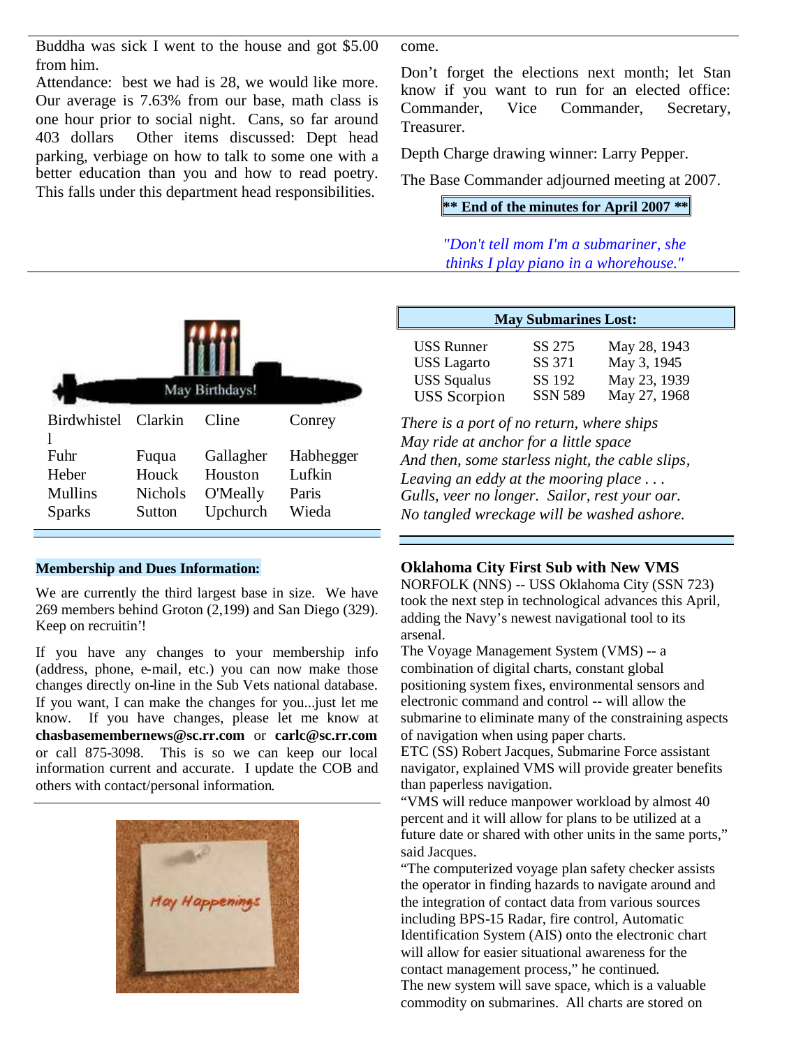Buddha was sick I went to the house and got $5.00 from him.

Attendance: best we had is 28, we would like more. Our average is 7.63% from our base, math class is one hour prior to social night. Cans, so far around 403 dollars Other items discussed: Dept head parking, verbiage on how to talk to some one with a better education than you and how to read poetry. This falls under this department head responsibilities.

come.

Don't forget the elections next month; let Stan know if you want to run for an elected office: Commander, Vice Commander, Secretary, Treasurer.

Depth Charge drawing winner: Larry Pepper.

The Base Commander adjourned meeting at 2007.

**\*\* End of the minutes for April 2007 \*\***

*"Don't tell mom I'm a submariner, she thinks I play piano in a whorehouse."*

May Birthdays!

| | | | |
|---|---|---|---|
| Birdwhistell | Clarkin | Cline | Conrey |
| Fuhr | Fuqua | Gallagher | Habhegger |
| Heber | Houck | Houston | Lufkin |
| Mullins | Nichols | O'Meally | Paris |
| Sparks | Sutton | Upchurch | Wieda |

**May Submarines Lost:**

| | | |
|---|---|---|
| USS Runner | SS 275 | May 28, 1943 |
| USS Lagarto | SS 371 | May 3, 1945 |
| USS Squalus | SS 192 | May 23, 1939 |
| USS Scorpion | SSN 589 | May 27, 1968 |

*There is a port of no return, where ships*
*May ride at anchor for a little space*
*And then, some starless night, the cable slips,*
*Leaving an eddy at the mooring place . . .*
*Gulls, veer no longer. Sailor, rest your oar.*
*No tangled wreckage will be washed ashore.*

**Membership and Dues Information:**

We are currently the third largest base in size. We have 269 members behind Groton (2,199) and San Diego (329). Keep on recruitin'!

If you have any changes to your membership info (address, phone, e-mail, etc.) you can now make those changes directly on-line in the Sub Vets national database. If you want, I can make the changes for you...just let me know. If you have changes, please let me know at **chasbasemembernews@sc.rr.com** or **carlc@sc.rr.com** or call 875-3098. This is so we can keep our local information current and accurate. I update the COB and others with contact/personal information.

May Happenings

## Oklahoma City First Sub with New VMS

NORFOLK (NNS) -- USS Oklahoma City (SSN 723) took the next step in technological advances this April, adding the Navy's newest navigational tool to its arsenal.

The Voyage Management System (VMS) -- a combination of digital charts, constant global positioning system fixes, environmental sensors and electronic command and control -- will allow the submarine to eliminate many of the constraining aspects of navigation when using paper charts.

ETC (SS) Robert Jacques, Submarine Force assistant navigator, explained VMS will provide greater benefits than paperless navigation.

"VMS will reduce manpower workload by almost 40 percent and it will allow for plans to be utilized at a future date or shared with other units in the same ports," said Jacques.

"The computerized voyage plan safety checker assists the operator in finding hazards to navigate around and the integration of contact data from various sources including BPS-15 Radar, fire control, Automatic Identification System (AIS) onto the electronic chart will allow for easier situational awareness for the contact management process," he continued.

The new system will save space, which is a valuable commodity on submarines. All charts are stored on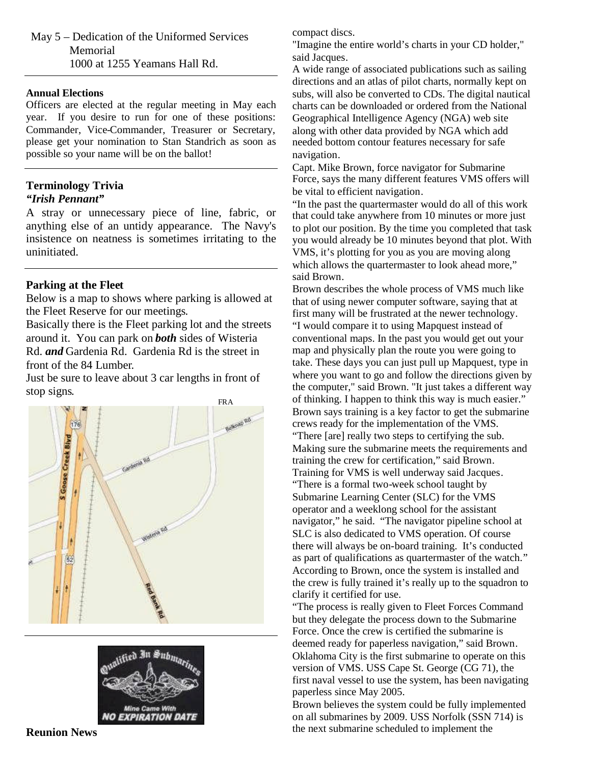May 5 – Dedication of the Uniformed Services Memorial
1000 at 1255 Yeamans Hall Rd.

---

**Annual Elections**

Officers are elected at the regular meeting in May each year. If you desire to run for one of these positions: Commander, Vice-Commander, Treasurer or Secretary, please get your nomination to Stan Standrich as soon as possible so your name will be on the ballot!

---

## Terminology Trivia

***"Irish Pennant"***

A stray or unnecessary piece of line, fabric, or anything else of an untidy appearance. The Navy's insistence on neatness is sometimes irritating to the uninitiated.

---

## Parking at the Fleet

Below is a map to shows where parking is allowed at the Fleet Reserve for our meetings.

Basically there is the Fleet parking lot and the streets around it. You can park on ***both*** sides of Wisteria Rd. ***and*** Gardenia Rd. Gardenia Rd is the street in front of the 84 Lumber.

Just be sure to leave about 3 car lengths in front of stop signs.

FRA

---

**Reunion News**

compact discs.

"Imagine the entire world's charts in your CD holder," said Jacques.

A wide range of associated publications such as sailing directions and an atlas of pilot charts, normally kept on subs, will also be converted to CDs. The digital nautical charts can be downloaded or ordered from the National Geographical Intelligence Agency (NGA) web site along with other data provided by NGA which add needed bottom contour features necessary for safe navigation.

Capt. Mike Brown, force navigator for Submarine Force, says the many different features VMS offers will be vital to efficient navigation.

"In the past the quartermaster would do all of this work that could take anywhere from 10 minutes or more just to plot our position. By the time you completed that task you would already be 10 minutes beyond that plot. With VMS, it's plotting for you as you are moving along which allows the quartermaster to look ahead more," said Brown.

Brown describes the whole process of VMS much like that of using newer computer software, saying that at first many will be frustrated at the newer technology.

"I would compare it to using Mapquest instead of conventional maps. In the past you would get out your map and physically plan the route you were going to take. These days you can just pull up Mapquest, type in where you want to go and follow the directions given by the computer," said Brown. "It just takes a different way of thinking. I happen to think this way is much easier."

Brown says training is a key factor to get the submarine crews ready for the implementation of the VMS.

"There [are] really two steps to certifying the sub. Making sure the submarine meets the requirements and training the crew for certification," said Brown.

Training for VMS is well underway said Jacques.

"There is a formal two-week school taught by Submarine Learning Center (SLC) for the VMS operator and a weeklong school for the assistant navigator," he said. "The navigator pipeline school at SLC is also dedicated to VMS operation. Of course there will always be on-board training. It's conducted as part of qualifications as quartermaster of the watch."

According to Brown, once the system is installed and the crew is fully trained it's really up to the squadron to clarify it certified for use.

"The process is really given to Fleet Forces Command but they delegate the process down to the Submarine Force. Once the crew is certified the submarine is deemed ready for paperless navigation," said Brown.

Oklahoma City is the first submarine to operate on this version of VMS. USS Cape St. George (CG 71), the first naval vessel to use the system, has been navigating paperless since May 2005.

Brown believes the system could be fully implemented on all submarines by 2009. USS Norfolk (SSN 714) is the next submarine scheduled to implement the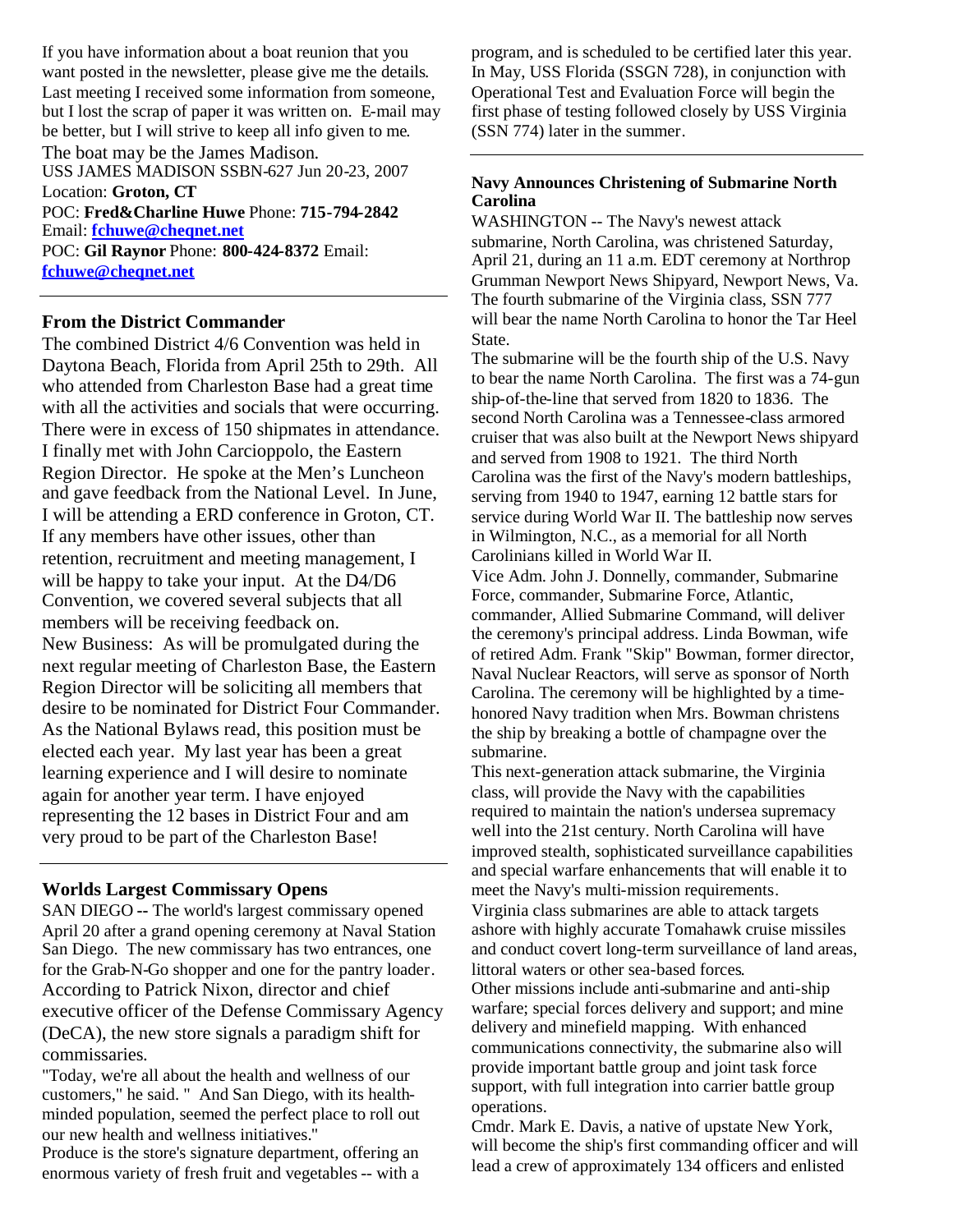If you have information about a boat reunion that you want posted in the newsletter, please give me the details. Last meeting I received some information from someone, but I lost the scrap of paper it was written on. E-mail may be better, but I will strive to keep all info given to me. The boat may be the James Madison.

USS JAMES MADISON SSBN-627 Jun 20-23, 2007
Location: **Groton, CT**
POC: **Fred&Charline Huwe** Phone: **715-794-2842** Email: **fchuwe@cheqnet.net**
POC: **Gil Raynor** Phone: **800-424-8372** Email: **fchuwe@cheqnet.net**

---

## From the District Commander

The combined District 4/6 Convention was held in Daytona Beach, Florida from April 25th to 29th. All who attended from Charleston Base had a great time with all the activities and socials that were occurring. There were in excess of 150 shipmates in attendance. I finally met with John Carcioppolo, the Eastern Region Director. He spoke at the Men's Luncheon and gave feedback from the National Level. In June, I will be attending a ERD conference in Groton, CT. If any members have other issues, other than retention, recruitment and meeting management, I will be happy to take your input. At the D4/D6 Convention, we covered several subjects that all members will be receiving feedback on.

New Business: As will be promulgated during the next regular meeting of Charleston Base, the Eastern Region Director will be soliciting all members that desire to be nominated for District Four Commander. As the National Bylaws read, this position must be elected each year. My last year has been a great learning experience and I will desire to nominate again for another year term. I have enjoyed representing the 12 bases in District Four and am very proud to be part of the Charleston Base!

---

## Worlds Largest Commissary Opens

SAN DIEGO -- The world's largest commissary opened April 20 after a grand opening ceremony at Naval Station San Diego. The new commissary has two entrances, one for the Grab-N-Go shopper and one for the pantry loader. According to Patrick Nixon, director and chief executive officer of the Defense Commissary Agency (DeCA), the new store signals a paradigm shift for commissaries.

"Today, we're all about the health and wellness of our customers," he said. " And San Diego, with its health-minded population, seemed the perfect place to roll out our new health and wellness initiatives."

Produce is the store's signature department, offering an enormous variety of fresh fruit and vegetables -- with a program, and is scheduled to be certified later this year. In May, USS Florida (SSGN 728), in conjunction with Operational Test and Evaluation Force will begin the first phase of testing followed closely by USS Virginia (SSN 774) later in the summer.

---

## Navy Announces Christening of Submarine North Carolina

WASHINGTON -- The Navy's newest attack submarine, North Carolina, was christened Saturday, April 21, during an 11 a.m. EDT ceremony at Northrop Grumman Newport News Shipyard, Newport News, Va. The fourth submarine of the Virginia class, SSN 777 will bear the name North Carolina to honor the Tar Heel State.

The submarine will be the fourth ship of the U.S. Navy to bear the name North Carolina. The first was a 74-gun ship-of-the-line that served from 1820 to 1836. The second North Carolina was a Tennessee-class armored cruiser that was also built at the Newport News shipyard and served from 1908 to 1921. The third North Carolina was the first of the Navy's modern battleships, serving from 1940 to 1947, earning 12 battle stars for service during World War II. The battleship now serves in Wilmington, N.C., as a memorial for all North Carolinians killed in World War II.

Vice Adm. John J. Donnelly, commander, Submarine Force, commander, Submarine Force, Atlantic, commander, Allied Submarine Command, will deliver the ceremony's principal address. Linda Bowman, wife of retired Adm. Frank "Skip" Bowman, former director, Naval Nuclear Reactors, will serve as sponsor of North Carolina. The ceremony will be highlighted by a time-honored Navy tradition when Mrs. Bowman christens the ship by breaking a bottle of champagne over the submarine.

This next-generation attack submarine, the Virginia class, will provide the Navy with the capabilities required to maintain the nation's undersea supremacy well into the 21st century. North Carolina will have improved stealth, sophisticated surveillance capabilities and special warfare enhancements that will enable it to meet the Navy's multi-mission requirements.

Virginia class submarines are able to attack targets ashore with highly accurate Tomahawk cruise missiles and conduct covert long-term surveillance of land areas, littoral waters or other sea-based forces.

Other missions include anti-submarine and anti-ship warfare; special forces delivery and support; and mine delivery and minefield mapping. With enhanced communications connectivity, the submarine also will provide important battle group and joint task force support, with full integration into carrier battle group operations.

Cmdr. Mark E. Davis, a native of upstate New York, will become the ship's first commanding officer and will lead a crew of approximately 134 officers and enlisted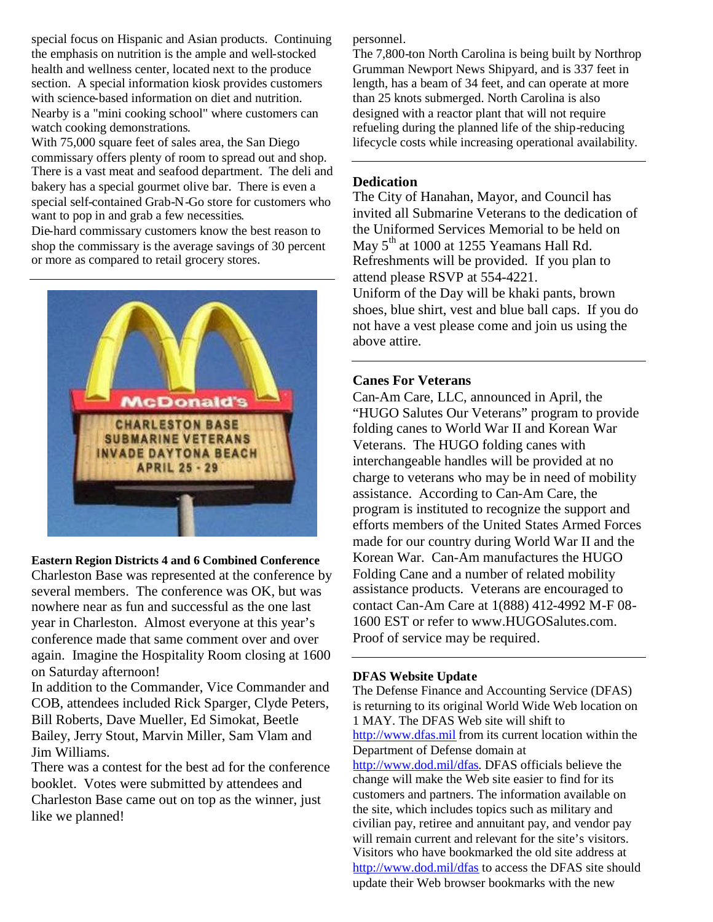special focus on Hispanic and Asian products. Continuing the emphasis on nutrition is the ample and well-stocked health and wellness center, located next to the produce section. A special information kiosk provides customers with science-based information on diet and nutrition. Nearby is a "mini cooking school" where customers can watch cooking demonstrations.

With 75,000 square feet of sales area, the San Diego commissary offers plenty of room to spread out and shop. There is a vast meat and seafood department. The deli and bakery has a special gourmet olive bar. There is even a special self-contained Grab-N-Go store for customers who want to pop in and grab a few necessities.

Die-hard commissary customers know the best reason to shop the commissary is the average savings of 30 percent or more as compared to retail grocery stores.

---

**Eastern Region Districts 4 and 6 Combined Conference**

Charleston Base was represented at the conference by several members. The conference was OK, but was nowhere near as fun and successful as the one last year in Charleston. Almost everyone at this year's conference made that same comment over and over again. Imagine the Hospitality Room closing at 1600 on Saturday afternoon!

In addition to the Commander, Vice Commander and COB, attendees included Rick Sparger, Clyde Peters, Bill Roberts, Dave Mueller, Ed Simokat, Beetle Bailey, Jerry Stout, Marvin Miller, Sam Vlam and Jim Williams.

There was a contest for the best ad for the conference booklet. Votes were submitted by attendees and Charleston Base came out on top as the winner, just like we planned!

personnel.

The 7,800-ton North Carolina is being built by Northrop Grumman Newport News Shipyard, and is 337 feet in length, has a beam of 34 feet, and can operate at more than 25 knots submerged. North Carolina is also designed with a reactor plant that will not require refueling during the planned life of the ship-reducing lifecycle costs while increasing operational availability.

---

**Dedication**

The City of Hanahan, Mayor, and Council has invited all Submarine Veterans to the dedication of the Uniformed Services Memorial to be held on May 5th at 1000 at 1255 Yeamans Hall Rd. Refreshments will be provided. If you plan to attend please RSVP at 554-4221.

Uniform of the Day will be khaki pants, brown shoes, blue shirt, vest and blue ball caps. If you do not have a vest please come and join us using the above attire.

---

**Canes For Veterans**

Can-Am Care, LLC, announced in April, the "HUGO Salutes Our Veterans" program to provide folding canes to World War II and Korean War Veterans. The HUGO folding canes with interchangeable handles will be provided at no charge to veterans who may be in need of mobility assistance. According to Can-Am Care, the program is instituted to recognize the support and efforts members of the United States Armed Forces made for our country during World War II and the Korean War. Can-Am manufactures the HUGO Folding Cane and a number of related mobility assistance products. Veterans are encouraged to contact Can-Am Care at 1(888) 412-4992 M-F 08-1600 EST or refer to www.HUGOSalutes.com. Proof of service may be required.

---

**DFAS Website Update**

The Defense Finance and Accounting Service (DFAS) is returning to its original World Wide Web location on 1 MAY. The DFAS Web site will shift to http://www.dfas.mil from its current location within the Department of Defense domain at http://www.dod.mil/dfas. DFAS officials believe the change will make the Web site easier to find for its customers and partners. The information available on the site, which includes topics such as military and civilian pay, retiree and annuitant pay, and vendor pay will remain current and relevant for the site's visitors. Visitors who have bookmarked the old site address at http://www.dod.mil/dfas to access the DFAS site should update their Web browser bookmarks with the new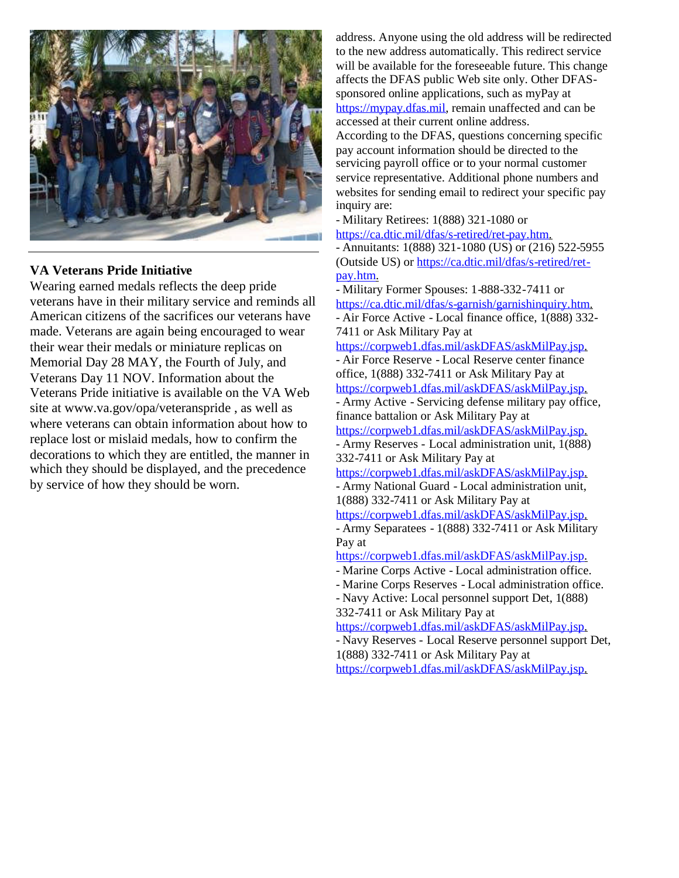## VA Veterans Pride Initiative

Wearing earned medals reflects the deep pride veterans have in their military service and reminds all American citizens of the sacrifices our veterans have made. Veterans are again being encouraged to wear their wear their medals or miniature replicas on Memorial Day 28 MAY, the Fourth of July, and Veterans Day 11 NOV. Information about the Veterans Pride initiative is available on the VA Web site at www.va.gov/opa/veteranspride , as well as where veterans can obtain information about how to replace lost or mislaid medals, how to confirm the decorations to which they are entitled, the manner in which they should be displayed, and the precedence by service of how they should be worn.

address. Anyone using the old address will be redirected to the new address automatically. This redirect service will be available for the foreseeable future. This change affects the DFAS public Web site only. Other DFAS-sponsored online applications, such as myPay at https://mypay.dfas.mil, remain unaffected and can be accessed at their current online address.

According to the DFAS, questions concerning specific pay account information should be directed to the servicing payroll office or to your normal customer service representative. Additional phone numbers and websites for sending email to redirect your specific pay inquiry are:

- Military Retirees: 1(888) 321-1080 or https://ca.dtic.mil/dfas/s-retired/ret-pay.htm.
- Annuitants: 1(888) 321-1080 (US) or (216) 522-5955 (Outside US) or https://ca.dtic.mil/dfas/s-retired/ret-pay.htm.
- Military Former Spouses: 1-888-332-7411 or https://ca.dtic.mil/dfas/s-garnish/garnishinquiry.htm.
- Air Force Active - Local finance office, 1(888) 332-7411 or Ask Military Pay at https://corpweb1.dfas.mil/askDFAS/askMilPay.jsp.
- Air Force Reserve - Local Reserve center finance office, 1(888) 332-7411 or Ask Military Pay at https://corpweb1.dfas.mil/askDFAS/askMilPay.jsp.
- Army Active - Servicing defense military pay office, finance battalion or Ask Military Pay at https://corpweb1.dfas.mil/askDFAS/askMilPay.jsp.
- Army Reserves - Local administration unit, 1(888) 332-7411 or Ask Military Pay at https://corpweb1.dfas.mil/askDFAS/askMilPay.jsp.
- Army National Guard - Local administration unit, 1(888) 332-7411 or Ask Military Pay at https://corpweb1.dfas.mil/askDFAS/askMilPay.jsp.
- Army Separatees - 1(888) 332-7411 or Ask Military Pay at https://corpweb1.dfas.mil/askDFAS/askMilPay.jsp.
- Marine Corps Active - Local administration office.
- Marine Corps Reserves - Local administration office.
- Navy Active: Local personnel support Det, 1(888) 332-7411 or Ask Military Pay at https://corpweb1.dfas.mil/askDFAS/askMilPay.jsp.
- Navy Reserves - Local Reserve personnel support Det, 1(888) 332-7411 or Ask Military Pay at https://corpweb1.dfas.mil/askDFAS/askMilPay.jsp.